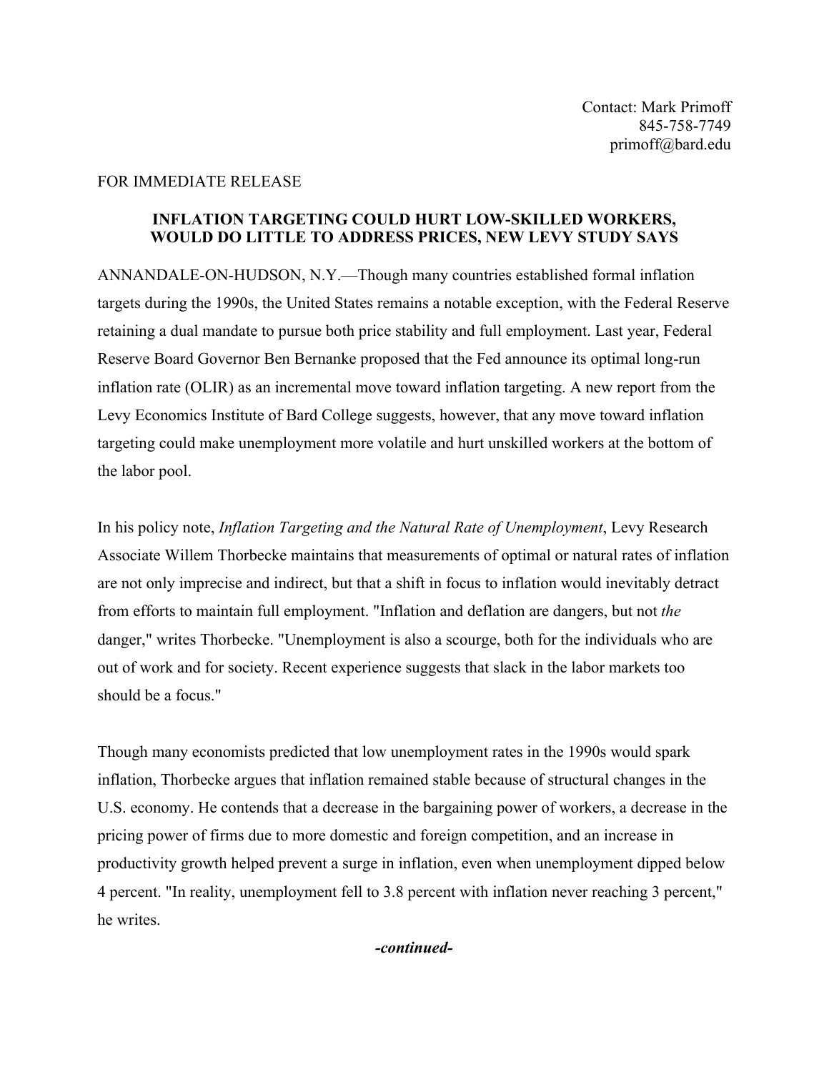Contact: Mark Primoff
845-758-7749
primoff@bard.edu

FOR IMMEDIATE RELEASE

**INFLATION TARGETING COULD HURT LOW-SKILLED WORKERS, WOULD DO LITTLE TO ADDRESS PRICES, NEW LEVY STUDY SAYS**

ANNANDALE-ON-HUDSON, N.Y.—Though many countries established formal inflation targets during the 1990s, the United States remains a notable exception, with the Federal Reserve retaining a dual mandate to pursue both price stability and full employment. Last year, Federal Reserve Board Governor Ben Bernanke proposed that the Fed announce its optimal long-run inflation rate (OLIR) as an incremental move toward inflation targeting. A new report from the Levy Economics Institute of Bard College suggests, however, that any move toward inflation targeting could make unemployment more volatile and hurt unskilled workers at the bottom of the labor pool.

In his policy note, *Inflation Targeting and the Natural Rate of Unemployment*, Levy Research Associate Willem Thorbecke maintains that measurements of optimal or natural rates of inflation are not only imprecise and indirect, but that a shift in focus to inflation would inevitably detract from efforts to maintain full employment. "Inflation and deflation are dangers, but not *the* danger," writes Thorbecke. "Unemployment is also a scourge, both for the individuals who are out of work and for society. Recent experience suggests that slack in the labor markets too should be a focus."

Though many economists predicted that low unemployment rates in the 1990s would spark inflation, Thorbecke argues that inflation remained stable because of structural changes in the U.S. economy. He contends that a decrease in the bargaining power of workers, a decrease in the pricing power of firms due to more domestic and foreign competition, and an increase in productivity growth helped prevent a surge in inflation, even when unemployment dipped below 4 percent. "In reality, unemployment fell to 3.8 percent with inflation never reaching 3 percent," he writes.

***-continued-***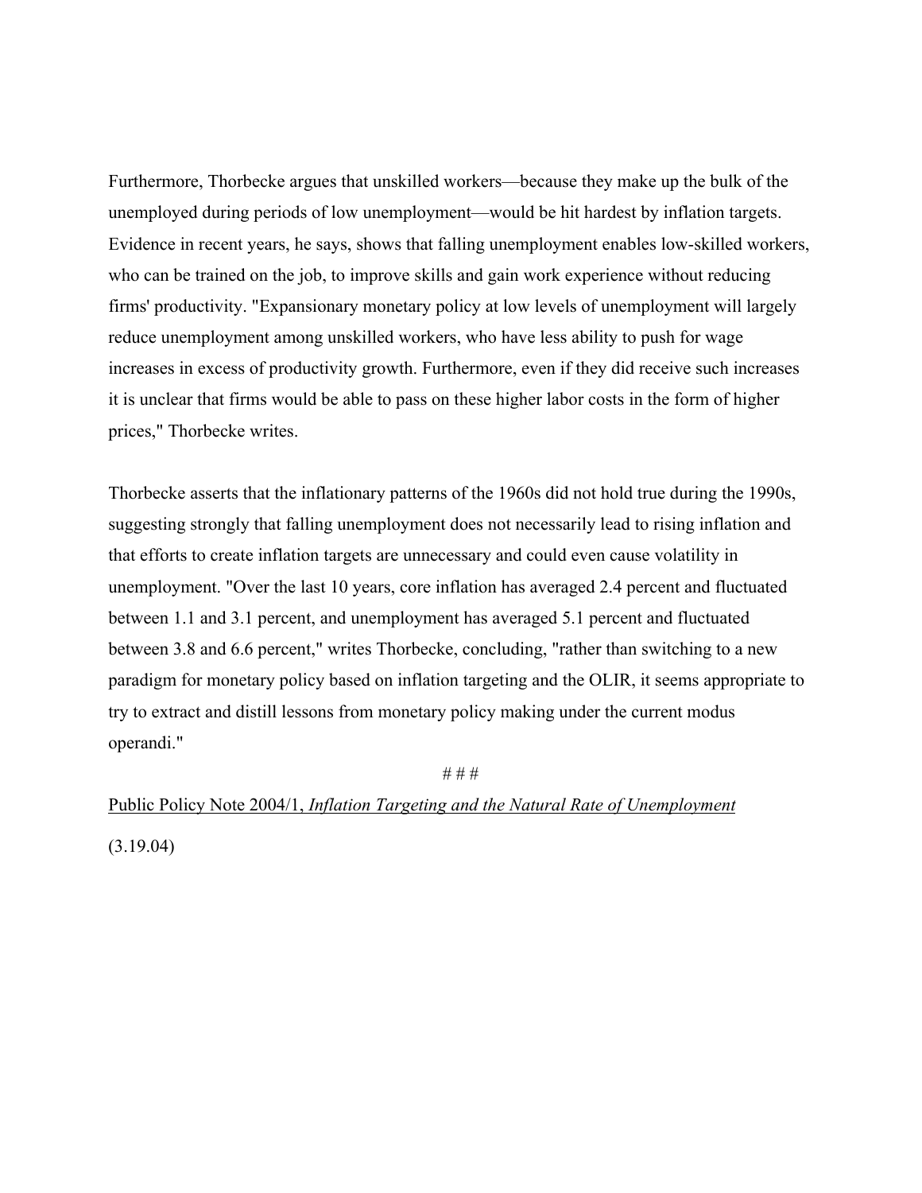Furthermore, Thorbecke argues that unskilled workers—because they make up the bulk of the unemployed during periods of low unemployment—would be hit hardest by inflation targets. Evidence in recent years, he says, shows that falling unemployment enables low-skilled workers, who can be trained on the job, to improve skills and gain work experience without reducing firms' productivity. "Expansionary monetary policy at low levels of unemployment will largely reduce unemployment among unskilled workers, who have less ability to push for wage increases in excess of productivity growth. Furthermore, even if they did receive such increases it is unclear that firms would be able to pass on these higher labor costs in the form of higher prices," Thorbecke writes.

Thorbecke asserts that the inflationary patterns of the 1960s did not hold true during the 1990s, suggesting strongly that falling unemployment does not necessarily lead to rising inflation and that efforts to create inflation targets are unnecessary and could even cause volatility in unemployment. "Over the last 10 years, core inflation has averaged 2.4 percent and fluctuated between 1.1 and 3.1 percent, and unemployment has averaged 5.1 percent and fluctuated between 3.8 and 6.6 percent," writes Thorbecke, concluding, "rather than switching to a new paradigm for monetary policy based on inflation targeting and the OLIR, it seems appropriate to try to extract and distill lessons from monetary policy making under the current modus operandi."

# # #

Public Policy Note 2004/1, *Inflation Targeting and the Natural Rate of Unemployment*

(3.19.04)